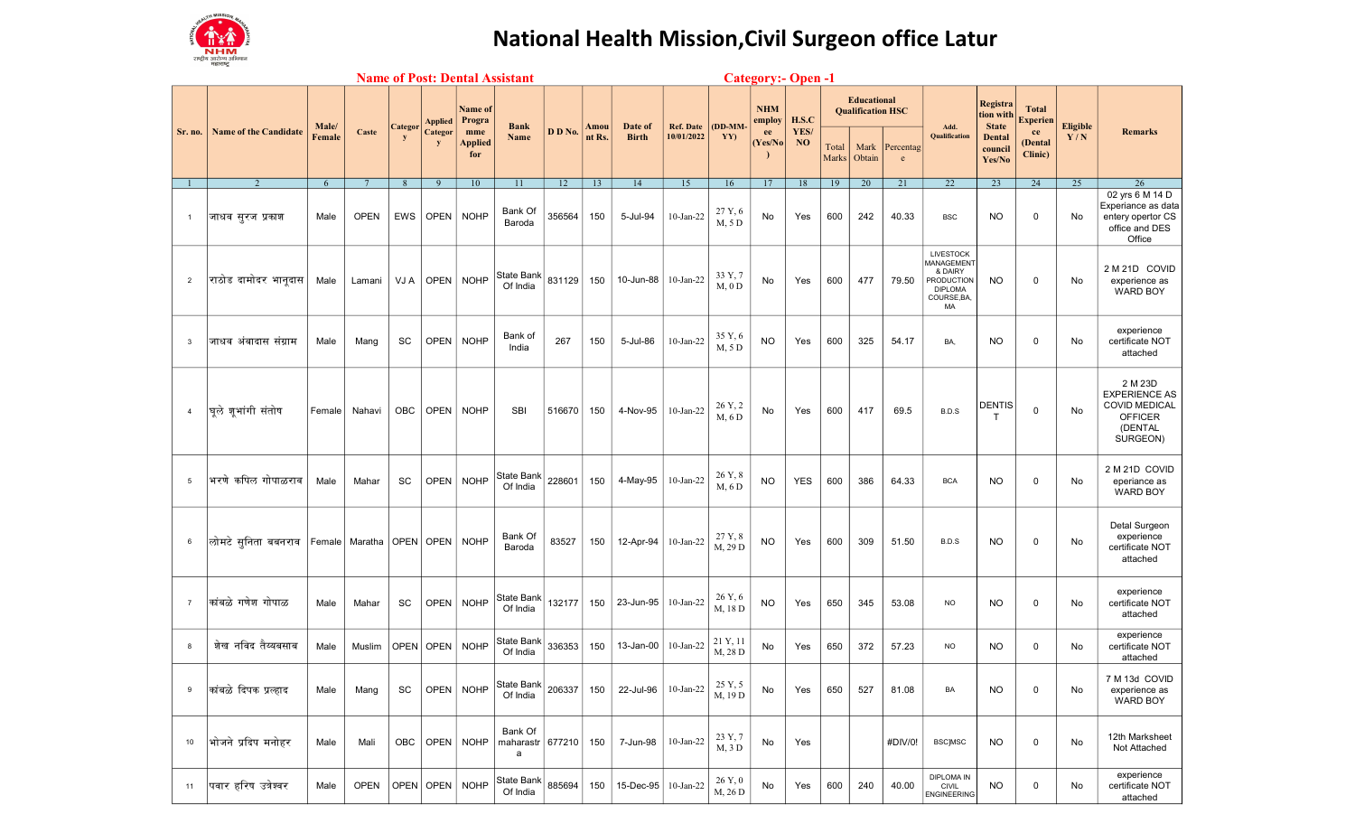# National Health Mission,Civil Surgeon office Latur

**Name of Post: Dental Assistant** **Category:- Open -1**

| Sr. no. | Name of the Candidate | Male/ Female | Caste | Category | Applied Category | Name of Programme Applied for | Bank Name | D D No. | Amount Rs. | Date of Birth | Ref. Date 10/01/2022 | (DD-MM-YY) | NHM employee (Yes/No) | H.S.C YES/ NO | Educational Qualification HSC | | | Add. Qualification | Registration with State Dental council Yes/No | Total Experience (Dental Clinic) | Eligible Y / N | Remarks |
|---|---|---|---|---|---|---|---|---|---|---|---|---|---|---|---|---|---|---|---|---|---|---|
| | | | | | | | | | | | | | | | Total Marks | Mark Obtain | Percentage | | | | | |
| 1 | 2 | 6 | 7 | 8 | 9 | 10 | 11 | 12 | 13 | 14 | 15 | 16 | 17 | 18 | 19 | 20 | 21 | 22 | 23 | 24 | 25 | 26 |
| 1 | जाधव सुरज प्रकाश | Male | OPEN | EWS | OPEN | NOHP | Bank Of Baroda | 356564 | 150 | 5-Jul-94 | 10-Jan-22 | 27 Y, 6 M, 5 D | No | Yes | 600 | 242 | 40.33 | BSC | NO | 0 | No | 02 yrs 6 M 14 D Experiance as data entery opertor CS office and DES Office |
| 2 | राठोड दामोदर भानुदास | Male | Lamani | VJ A | OPEN | NOHP | State Bank Of India | 831129 | 150 | 10-Jun-88 | 10-Jan-22 | 33 Y, 7 M, 0 D | No | Yes | 600 | 477 | 79.50 | LIVESTOCK MANAGEMENT & DAIRY PRODUCTION DIPLOMA COURSE,BA, MA | NO | 0 | No | 2 M 21D COVID experience as WARD BOY |
| 3 | जाधव अंबादास संग्राम | Male | Mang | SC | OPEN | NOHP | Bank of India | 267 | 150 | 5-Jul-86 | 10-Jan-22 | 35 Y, 6 M, 5 D | NO | Yes | 600 | 325 | 54.17 | BA, | NO | 0 | No | experience certificate NOT attached |
| 4 | घुले शुभांगी संतोष | Female | Nahavi | OBC | OPEN | NOHP | SBI | 516670 | 150 | 4-Nov-95 | 10-Jan-22 | 26 Y, 2 M, 6 D | No | Yes | 600 | 417 | 69.5 | B.D.S | DENTIST | 0 | No | 2 M 23D EXPERIENCE AS COVID MEDICAL OFFICER (DENTAL SURGEON) |
| 5 | भरणे कपिल गोपाळराव | Male | Mahar | SC | OPEN | NOHP | State Bank Of India | 228601 | 150 | 4-May-95 | 10-Jan-22 | 26 Y, 8 M, 6 D | NO | YES | 600 | 386 | 64.33 | BCA | NO | 0 | No | 2 M 21D COVID eperiance as WARD BOY |
| 6 | लोमटे सुनिता बबनराव | Female | Maratha | OPEN | OPEN | NOHP | Bank Of Baroda | 83527 | 150 | 12-Apr-94 | 10-Jan-22 | 27 Y, 8 M, 29 D | NO | Yes | 600 | 309 | 51.50 | B.D.S | NO | 0 | No | Detal Surgeon experience certificate NOT attached |
| 7 | कांबळे गणेश गोपाळ | Male | Mahar | SC | OPEN | NOHP | State Bank Of India | 132177 | 150 | 23-Jun-95 | 10-Jan-22 | 26 Y, 6 M, 18 D | NO | Yes | 650 | 345 | 53.08 | NO | NO | 0 | No | experience certificate NOT attached |
| 8 | शेख नविद तैय्यबसाब | Male | Muslim | OPEN | OPEN | NOHP | State Bank Of India | 336353 | 150 | 13-Jan-00 | 10-Jan-22 | 21 Y, 11 M, 28 D | No | Yes | 650 | 372 | 57.23 | NO | NO | 0 | No | experience certificate NOT attached |
| 9 | कांबळे दिपक प्रल्हाद | Male | Mang | SC | OPEN | NOHP | State Bank Of India | 206337 | 150 | 22-Jul-96 | 10-Jan-22 | 25 Y, 5 M, 19 D | No | Yes | 650 | 527 | 81.08 | BA | NO | 0 | No | 7 M 13d COVID experience as WARD BOY |
| 10 | भोजने प्रदिप मनोहर | Male | Mali | OBC | OPEN | NOHP | Bank Of maharastra | 677210 | 150 | 7-Jun-98 | 10-Jan-22 | 23 Y, 7 M, 3 D | No | Yes | | | #DIV/0! | BSC\|MSC | NO | 0 | No | 12th Marksheet Not Attached |
| 11 | पवार हरिष उत्रेश्वर | Male | OPEN | OPEN | OPEN | NOHP | State Bank Of India | 885694 | 150 | 15-Dec-95 | 10-Jan-22 | 26 Y, 0 M, 26 D | No | Yes | 600 | 240 | 40.00 | DIPLOMA IN CIVIL ENGINEERING | NO | 0 | No | experience certificate NOT attached |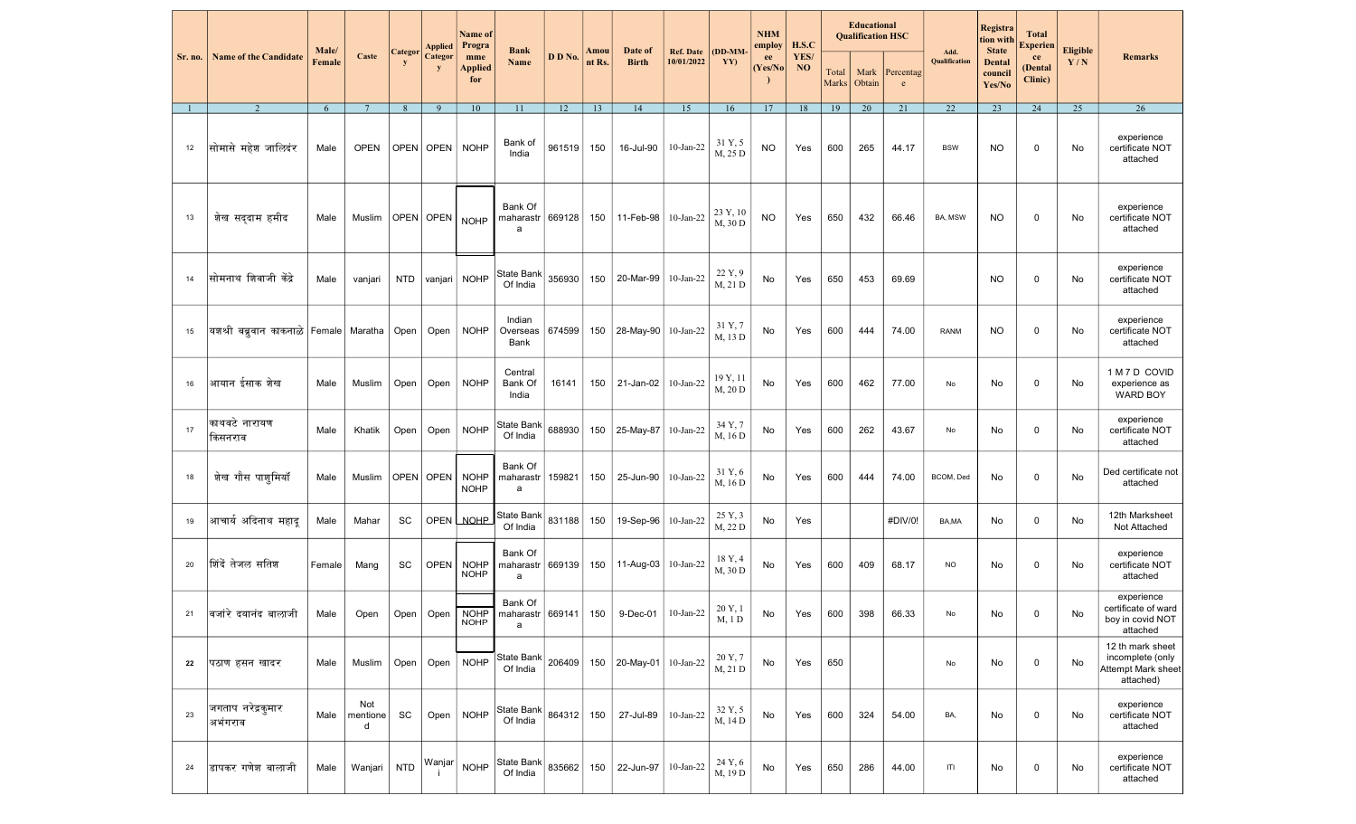| Sr. no. | Name of the Candidate | Male/ Female | Caste | Category | Applied Category | Name of Programme Applied for | Bank Name | D D No. | Amount Rs. | Date of Birth | Ref. Date 10/01/2022 | (DD-MM-YY) | NHM employee (Yes/No) | H.S.C YES/ NO | Educational Qualification HSC | | | Add. Qualification | Registration with State Dental council Yes/No | Total Experience (Dental Clinic) | Eligible Y / N | Remarks |
|---|---|---|---|---|---|---|---|---|---|---|---|---|---|---|---|---|---|---|---|---|---|---|
| | | | | | | | | | | | | | | | Total Marks | Mark Obtain | Percentage | | | | | |
| 1 | 2 | 6 | 7 | 8 | 9 | 10 | 11 | 12 | 13 | 14 | 15 | 16 | 17 | 18 | 19 | 20 | 21 | 22 | 23 | 24 | 25 | 26 |
| 12 | सोमासे महेश जालिंदर | Male | OPEN | OPEN | OPEN | NOHP | Bank of India | 961519 | 150 | 16-Jul-90 | 10-Jan-22 | 31 Y, 5 M, 25 D | NO | Yes | 600 | 265 | 44.17 | BSW | NO | 0 | No | experience certificate NOT attached |
| 13 | शेख सद्दाम हमीद | Male | Muslim | OPEN | OPEN | NOHP | Bank Of maharastra | 669128 | 150 | 11-Feb-98 | 10-Jan-22 | 23 Y, 10 M, 30 D | NO | Yes | 650 | 432 | 66.46 | BA, MSW | NO | 0 | No | experience certificate NOT attached |
| 14 | सोमनाथ शिवाजी केंद्रे | Male | vanjari | NTD | vanjari | NOHP | State Bank Of India | 356930 | 150 | 20-Mar-99 | 10-Jan-22 | 22 Y, 9 M, 21 D | No | Yes | 650 | 453 | 69.69 | | NO | 0 | No | experience certificate NOT attached |
| 15 | यशश्री बब्रुवान काकनाळे | Female | Maratha | Open | Open | NOHP | Indian Overseas Bank | 674599 | 150 | 28-May-90 | 10-Jan-22 | 31 Y, 7 M, 13 D | No | Yes | 600 | 444 | 74.00 | RANM | NO | 0 | No | experience certificate NOT attached |
| 16 | आयान ईसाक शेख | Male | Muslim | Open | Open | NOHP | Central Bank Of India | 16141 | 150 | 21-Jan-02 | 10-Jan-22 | 19 Y, 11 M, 20 D | No | Yes | 600 | 462 | 77.00 | No | No | 0 | No | 1 M 7 D COVID experience as WARD BOY |
| 17 | काथवटे नारायण किसनराव | Male | Khatik | Open | Open | NOHP | State Bank Of India | 688930 | 150 | 25-May-87 | 10-Jan-22 | 34 Y, 7 M, 16 D | No | Yes | 600 | 262 | 43.67 | No | No | 0 | No | experience certificate NOT attached |
| 18 | शेख गौस पाशुमियाँ | Male | Muslim | OPEN | OPEN | NOHP NOHP | Bank Of maharastra | 159821 | 150 | 25-Jun-90 | 10-Jan-22 | 31 Y, 6 M, 16 D | No | Yes | 600 | 444 | 74.00 | BCOM, Ded | No | 0 | No | Ded certificate not attached |
| 19 | आचार्य अदिनाथ महादू | Male | Mahar | SC | OPEN | NOHP | State Bank Of India | 831188 | 150 | 19-Sep-96 | 10-Jan-22 | 25 Y, 3 M, 22 D | No | Yes | | | #DIV/0! | BA,MA | No | 0 | No | 12th Marksheet Not Attached |
| 20 | शिंदे तेजल सतिश | Female | Mang | SC | OPEN | NOHP NOHP | Bank Of maharastra | 669139 | 150 | 11-Aug-03 | 10-Jan-22 | 18 Y, 4 M, 30 D | No | Yes | 600 | 409 | 68.17 | NO | No | 0 | No | experience certificate NOT attached |
| 21 | वजारे दयानंद बालाजी | Male | Open | Open | Open | NOHP NOHP | Bank Of maharastra | 669141 | 150 | 9-Dec-01 | 10-Jan-22 | 20 Y, 1 M, 1 D | No | Yes | 600 | 398 | 66.33 | No | No | 0 | No | experience certificate of ward boy in covid NOT attached |
| 22 | पठाण हसन खादर | Male | Muslim | Open | Open | NOHP | State Bank Of India | 206409 | 150 | 20-May-01 | 10-Jan-22 | 20 Y, 7 M, 21 D | No | Yes | 650 | | | No | No | 0 | No | 12 th mark sheet incomplete (only Attempt Mark sheet attached) |
| 23 | जगताप नरेंद्रकुमार अभंगराव | Male | Not mentioned | SC | Open | NOHP | State Bank Of India | 864312 | 150 | 27-Jul-89 | 10-Jan-22 | 32 Y, 5 M, 14 D | No | Yes | 600 | 324 | 54.00 | BA. | No | 0 | No | experience certificate NOT attached |
| 24 | डापकर गणेश बालाजी | Male | Wanjari | NTD | Wanjari | NOHP | State Bank Of India | 835662 | 150 | 22-Jun-97 | 10-Jan-22 | 24 Y, 6 M, 19 D | No | Yes | 650 | 286 | 44.00 | ITI | No | 0 | No | experience certificate NOT attached |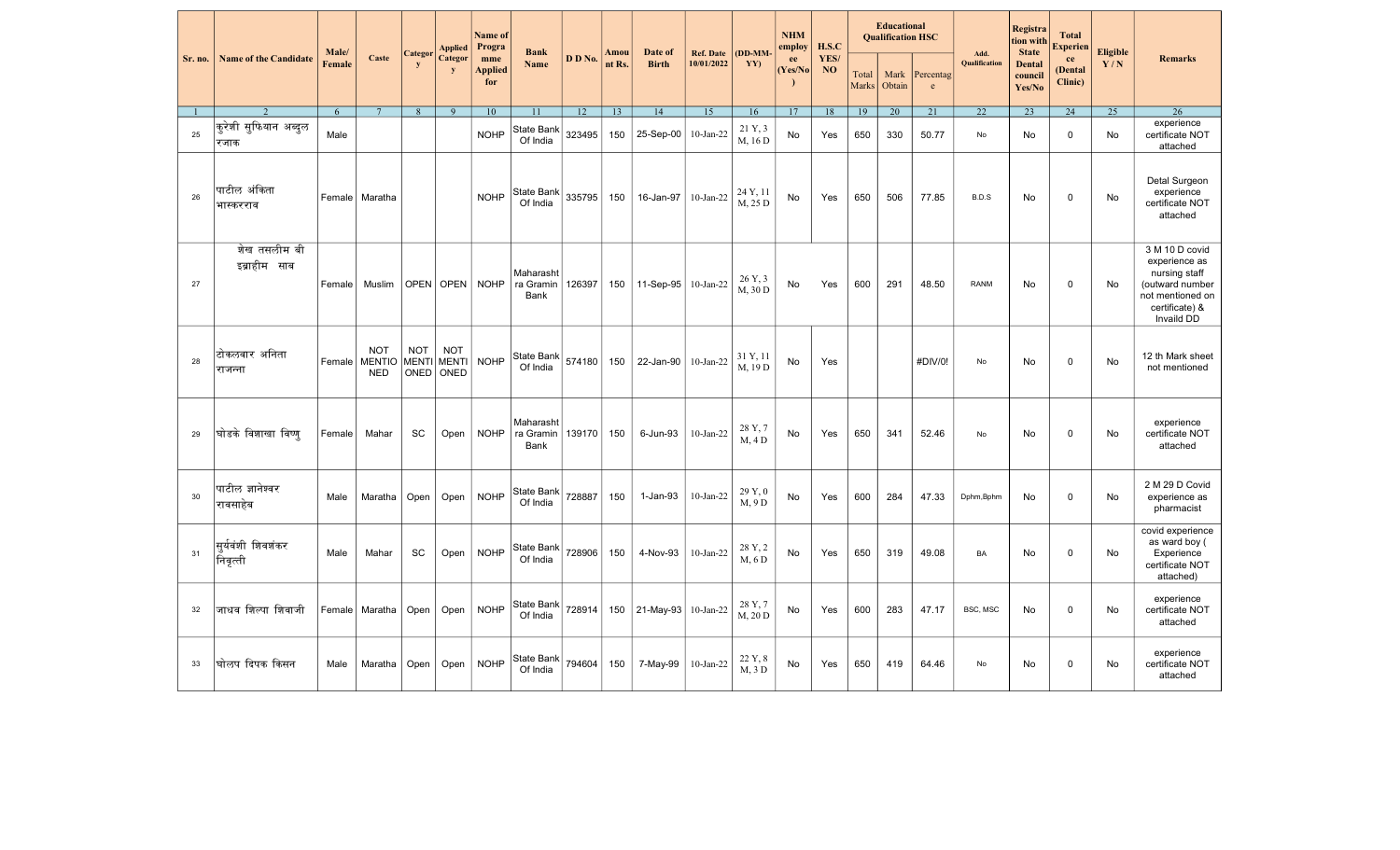| Sr. no. | Name of the Candidate | Male/ Female | Caste | Category | Applied Category | Name of Programme Applied for | Bank Name | D D No. | Amount Rs. | Date of Birth | Ref. Date 10/01/2022 | (DD-MM-YY) | NHM employee (Yes/No) | H.S.C YES/ NO | Educational Qualification HSC | | | Add. Qualification | Registration with State Dental council Yes/No | Total Experience (Dental Clinic) | Eligible Y / N | Remarks |
|---|---|---|---|---|---|---|---|---|---|---|---|---|---|---|---|---|---|---|---|---|---|---|
| | | | | | | | | | | | | | | | Total Marks | Mark Obtain | Percentage | | | | | |
| 1 | 2 | 6 | 7 | 8 | 9 | 10 | 11 | 12 | 13 | 14 | 15 | 16 | 17 | 18 | 19 | 20 | 21 | 22 | 23 | 24 | 25 | 26 |
| 25 | कुरेशी सुफियान अब्दुल रजाक | Male | | | | NOHP | State Bank Of India | 323495 | 150 | 25-Sep-00 | 10-Jan-22 | 21 Y, 3 M, 16 D | No | Yes | 650 | 330 | 50.77 | No | No | 0 | No | experience certificate NOT attached |
| 26 | पाटील अंकिता भास्करराव | Female | Maratha | | | NOHP | State Bank Of India | 335795 | 150 | 16-Jan-97 | 10-Jan-22 | 24 Y, 11 M, 25 D | No | Yes | 650 | 506 | 77.85 | B.D.S | No | 0 | No | Detal Surgeon experience certificate NOT attached |
| 27 | शेख तसलीम बी इब्राहीम साब | Female | Muslim | OPEN | OPEN | NOHP | Maharashtra Gramin Bank | 126397 | 150 | 11-Sep-95 | 10-Jan-22 | 26 Y, 3 M, 30 D | No | Yes | 600 | 291 | 48.50 | RANM | No | 0 | No | 3 M 10 D covid experience as nursing staff (outward number not mentioned on certificate) & Invaild DD |
| 28 | टोकलवार अनिता राजन्ना | Female | NOT MENTIONED | NOT MENTIONED | NOT MENTIONED | NOHP | State Bank Of India | 574180 | 150 | 22-Jan-90 | 10-Jan-22 | 31 Y, 11 M, 19 D | No | Yes | | | #DIV/0! | No | No | 0 | No | 12 th Mark sheet not mentioned |
| 29 | घोडके विशाखा विष्णु | Female | Mahar | SC | Open | NOHP | Maharashtra Gramin Bank | 139170 | 150 | 6-Jun-93 | 10-Jan-22 | 28 Y, 7 M, 4 D | No | Yes | 650 | 341 | 52.46 | No | No | 0 | No | experience certificate NOT attached |
| 30 | पाटील ज्ञानेश्वर रावसाहेब | Male | Maratha | Open | Open | NOHP | State Bank Of India | 728887 | 150 | 1-Jan-93 | 10-Jan-22 | 29 Y, 0 M, 9 D | No | Yes | 600 | 284 | 47.33 | Dphm,Bphm | No | 0 | No | 2 M 29 D Covid experience as pharmacist |
| 31 | सुर्यवंशी शिवशंकर निवृत्ती | Male | Mahar | SC | Open | NOHP | State Bank Of India | 728906 | 150 | 4-Nov-93 | 10-Jan-22 | 28 Y, 2 M, 6 D | No | Yes | 650 | 319 | 49.08 | BA | No | 0 | No | covid experience as ward boy ( Experience certificate NOT attached) |
| 32 | जाधव शिल्पा शिवाजी | Female | Maratha | Open | Open | NOHP | State Bank Of India | 728914 | 150 | 21-May-93 | 10-Jan-22 | 28 Y, 7 M, 20 D | No | Yes | 600 | 283 | 47.17 | BSC, MSC | No | 0 | No | experience certificate NOT attached |
| 33 | घोलप दिपक किसन | Male | Maratha | Open | Open | NOHP | State Bank Of India | 794604 | 150 | 7-May-99 | 10-Jan-22 | 22 Y, 8 M, 3 D | No | Yes | 650 | 419 | 64.46 | No | No | 0 | No | experience certificate NOT attached |